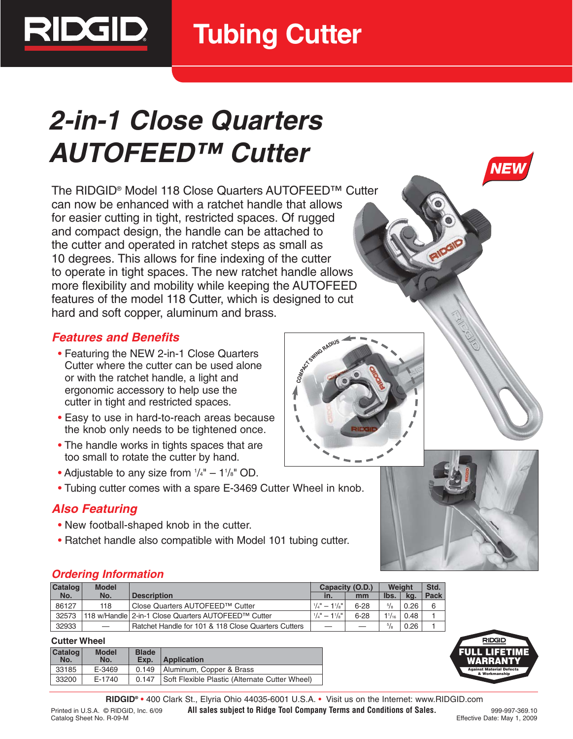# RIDGID Tubing Cutter

# *2-in-1 Close Quarters AUTOFEED™ Cutter*

**NEW**

The RIDGID® Model 118 Close Quarters AUTOFEED™ Cutter can now be enhanced with a ratchet handle that allows for easier cutting in tight, restricted spaces. Of rugged and compact design, the handle can be attached to the cutter and operated in ratchet steps as small as 10 degrees. This allows for fine indexing of the cutter to operate in tight spaces. The new ratchet handle allows more flexibility and mobility while keeping the AUTOFEED features of the model 118 Cutter, which is designed to cut hard and soft copper, aluminum and brass.

## *Features and Benefits*

- Featuring the NEW 2-in-1 Close Quarters Cutter where the cutter can be used alone or with the ratchet handle, a light and ergonomic accessory to help use the cutter in tight and restricted spaces.
- Easy to use in hard-to-reach areas because the knob only needs to be tightened once.
- The handle works in tights spaces that are too small to rotate the cutter by hand.
- Adjustable to any size from 1/4" – 1 1/8" OD.
- Tubing cutter comes with a spare E-3469 Cutter Wheel in knob.

## *Also Featuring*

- New football-shaped knob in the cutter.
- Ratchet handle also compatible with Model 101 tubing cutter.

COMPACT SWING RADIUS

## *Ordering Information*

| Catalog No. | Model No. | Description | Capacity (O.D.) in. | Capacity (O.D.) mm | Weight lbs. | Weight kg. | Std. Pack |
|---|---|---|---|---|---|---|---|
| 86127 | 118 | Close Quarters AUTOFEED™ Cutter | 1/4" – 1 1/8" | 6-28 | 5/8 | 0.26 | 6 |
| 32573 | 118 w/Handle | 2-in-1 Close Quarters AUTOFEED™ Cutter | 1/4" – 1 1/8" | 6-28 | 1 1/16 | 0.48 | 1 |
| 32933 | — | Ratchet Handle for 101 & 118 Close Quarters Cutters | — | — | 5/8 | 0.26 | 1 |

**Cutter Wheel**

| Catalog No. | Model No. | Blade Exp. | Application |
|---|---|---|---|
| 33185 | E-3469 | 0.149 | Aluminum, Copper & Brass |
| 33200 | E-1740 | 0.147 | Soft Flexible Plastic (Alternate Cutter Wheel) |

RIDGID FULL LIFETIME WARRANTY Against Material Defects & Workmanship

**RIDGID®** • 400 Clark St., Elyria Ohio 44035-6001 U.S.A. • Visit us on the Internet: www.RIDGID.com

Printed in U.S.A. © RIDGID, Inc. 6/09
Catalog Sheet No. R-09-M

**All sales subject to Ridge Tool Company Terms and Conditions of Sales.**

999-997-369.10
Effective Date: May 1, 2009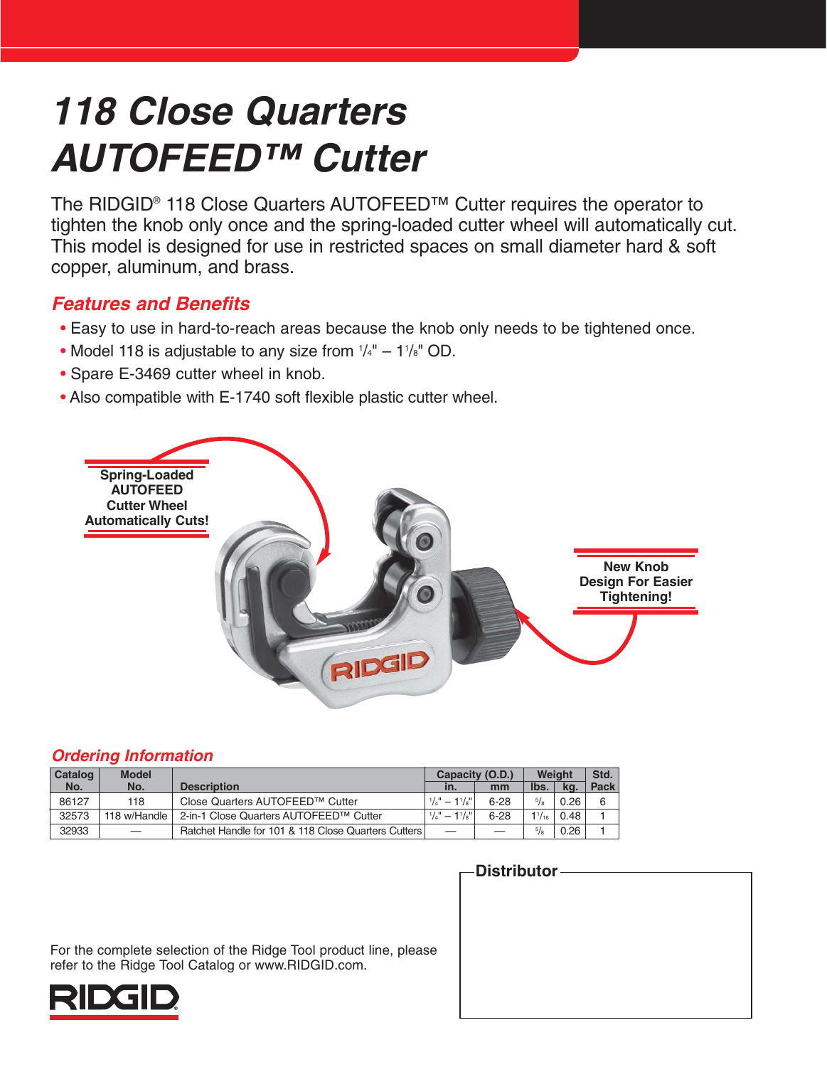# 118 Close Quarters AUTOFEED™ Cutter

The RIDGID® 118 Close Quarters AUTOFEED™ Cutter requires the operator to tighten the knob only once and the spring-loaded cutter wheel will automatically cut. This model is designed for use in restricted spaces on small diameter hard & soft copper, aluminum, and brass.

## Features and Benefits

- Easy to use in hard-to-reach areas because the knob only needs to be tightened once.
- Model 118 is adjustable to any size from 1/4" – 1 1/8" OD.
- Spare E-3469 cutter wheel in knob.
- Also compatible with E-1740 soft flexible plastic cutter wheel.

Spring-Loaded AUTOFEED Cutter Wheel Automatically Cuts!

New Knob Design For Easier Tightening!

## Ordering Information

| Catalog No. | Model No. | Description | Capacity (O.D.) | | Weight | | Std. Pack |
|---|---|---|---|---|---|---|---|
| | | | in. | mm | lbs. | kg. | |
| 86127 | 118 | Close Quarters AUTOFEED™ Cutter | 1/4" – 1 1/8" | 6-28 | 5/8 | 0.26 | 6 |
| 32573 | 118 w/Handle | 2-in-1 Close Quarters AUTOFEED™ Cutter | 1/4" – 1 1/8" | 6-28 | 1 1/16 | 0.48 | 1 |
| 32933 | — | Ratchet Handle for 101 & 118 Close Quarters Cutters | — | — | 5/8 | 0.26 | 1 |

For the complete selection of the Ridge Tool product line, please refer to the Ridge Tool Catalog or www.RIDGID.com.

RIDGID

**Distributor**